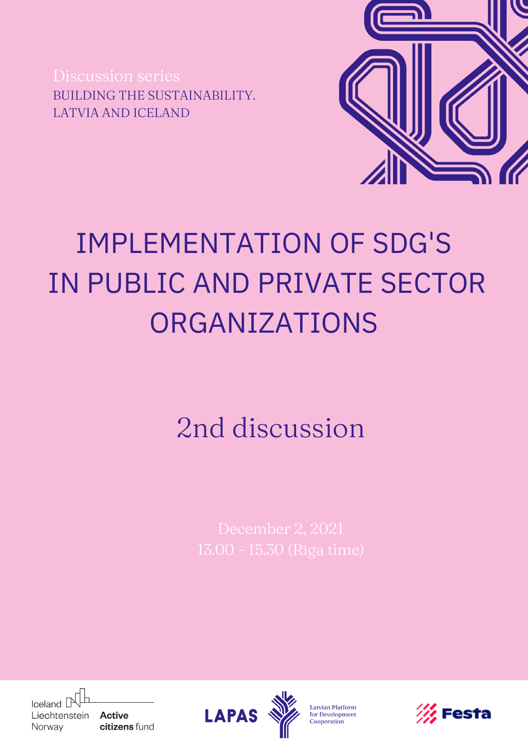Discussion series

BUILDING THE SUSTAINABILITY.
LATVIA AND ICELAND

# IMPLEMENTATION OF SDG'S IN PUBLIC AND PRIVATE SECTOR ORGANIZATIONS

## 2nd discussion

December 2, 2021
13.00 - 15.30 (Rīga time)

Iceland
Liechtenstein
Norway
**Active citizens** fund

LAPAS
Latvian Platform for Development Cooperation

Festa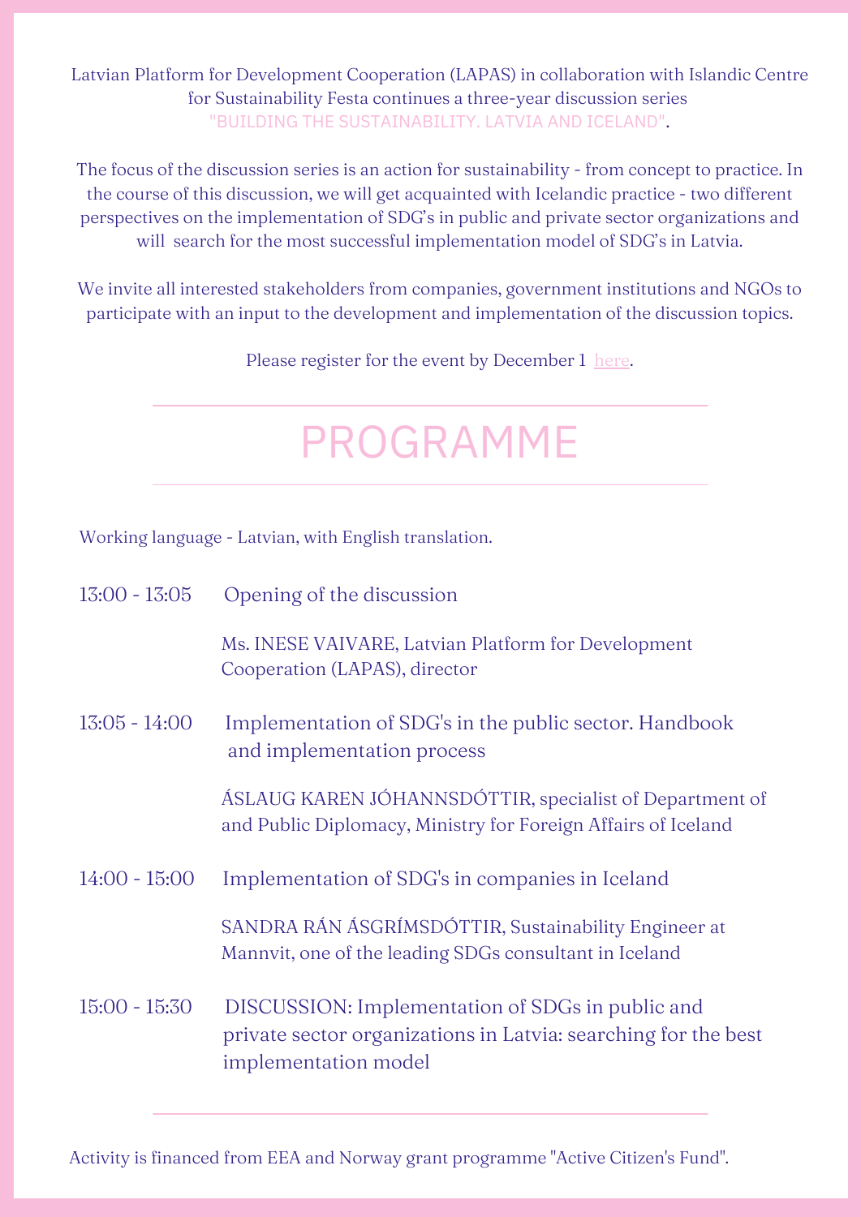Latvian Platform for Development Cooperation (LAPAS) in collaboration with Islandic Centre for Sustainability Festa continues a three-year discussion series "BUILDING THE SUSTAINABILITY. LATVIA AND ICELAND".

The focus of the discussion series is an action for sustainability - from concept to practice. In the course of this discussion, we will get acquainted with Icelandic practice - two different perspectives on the implementation of SDG's in public and private sector organizations and will search for the most successful implementation model of SDG's in Latvia.

We invite all interested stakeholders from companies, government institutions and NGOs to participate with an input to the development and implementation of the discussion topics.

Please register for the event by December 1 here.

# PROGRAMME

Working language - Latvian, with English translation.

**13:00 - 13:05** Opening of the discussion

Ms. INESE VAIVARE, Latvian Platform for Development Cooperation (LAPAS), director

**13:05 - 14:00** Implementation of SDG's in the public sector. Handbook and implementation process

ÁSLAUG KAREN JÓHANNSDÓTTIR, specialist of Department of and Public Diplomacy, Ministry for Foreign Affairs of Iceland

**14:00 - 15:00** Implementation of SDG's in companies in Iceland

SANDRA RÁN ÁSGRÍMSDÓTTIR, Sustainability Engineer at Mannvit, one of the leading SDGs consultant in Iceland

**15:00 - 15:30** DISCUSSION: Implementation of SDGs in public and private sector organizations in Latvia: searching for the best implementation model

Activity is financed from EEA and Norway grant programme "Active Citizen's Fund".